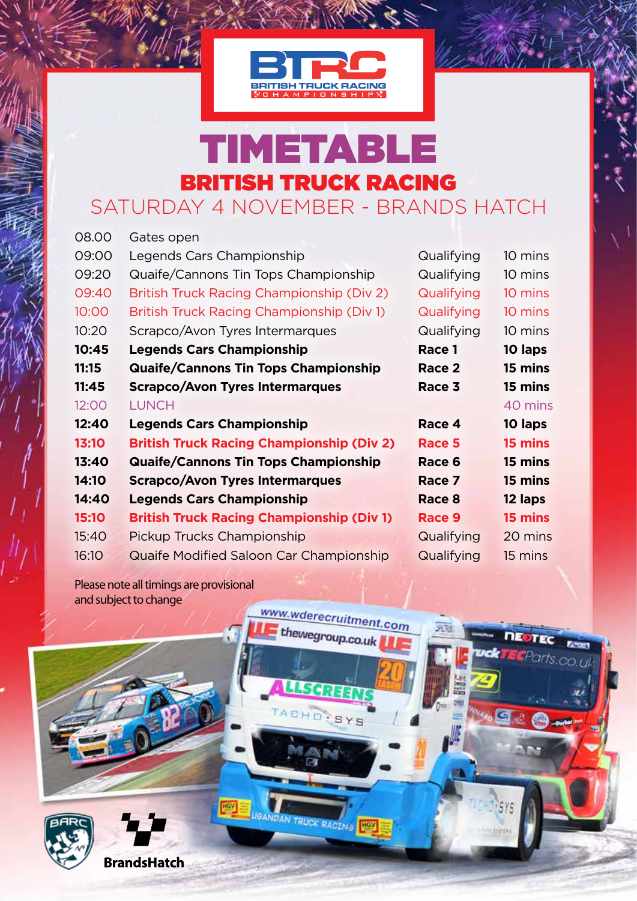BTRC
BRITISH TRUCK RACING CHAMPIONSHIP

# TIMETABLE

## BRITISH TRUCK RACING

### SATURDAY 4 NOVEMBER - BRANDS HATCH

| | | | |
|---|---|---|---|
| 08.00 | Gates open | | |
| 09:00 | Legends Cars Championship | Qualifying | 10 mins |
| 09:20 | Quaife/Cannons Tin Tops Championship | Qualifying | 10 mins |
| 09:40 | British Truck Racing Championship (Div 2) | Qualifying | 10 mins |
| 10:00 | British Truck Racing Championship (Div 1) | Qualifying | 10 mins |
| 10:20 | Scrapco/Avon Tyres Intermarques | Qualifying | 10 mins |
| **10:45** | **Legends Cars Championship** | **Race 1** | **10 laps** |
| **11:15** | **Quaife/Cannons Tin Tops Championship** | **Race 2** | **15 mins** |
| **11:45** | **Scrapco/Avon Tyres Intermarques** | **Race 3** | **15 mins** |
| 12:00 | LUNCH | | 40 mins |
| **12:40** | **Legends Cars Championship** | **Race 4** | **10 laps** |
| **13:10** | **British Truck Racing Championship (Div 2)** | **Race 5** | **15 mins** |
| **13:40** | **Quaife/Cannons Tin Tops Championship** | **Race 6** | **15 mins** |
| **14:10** | **Scrapco/Avon Tyres Intermarques** | **Race 7** | **15 mins** |
| **14:40** | **Legends Cars Championship** | **Race 8** | **12 laps** |
| **15:10** | **British Truck Racing Championship (Div 1)** | **Race 9** | **15 mins** |
| 15:40 | Pickup Trucks Championship | Qualifying | 20 mins |
| 16:10 | Quaife Modified Saloon Car Championship | Qualifying | 15 mins |

Please note all timings are provisional and subject to change

BrandsHatch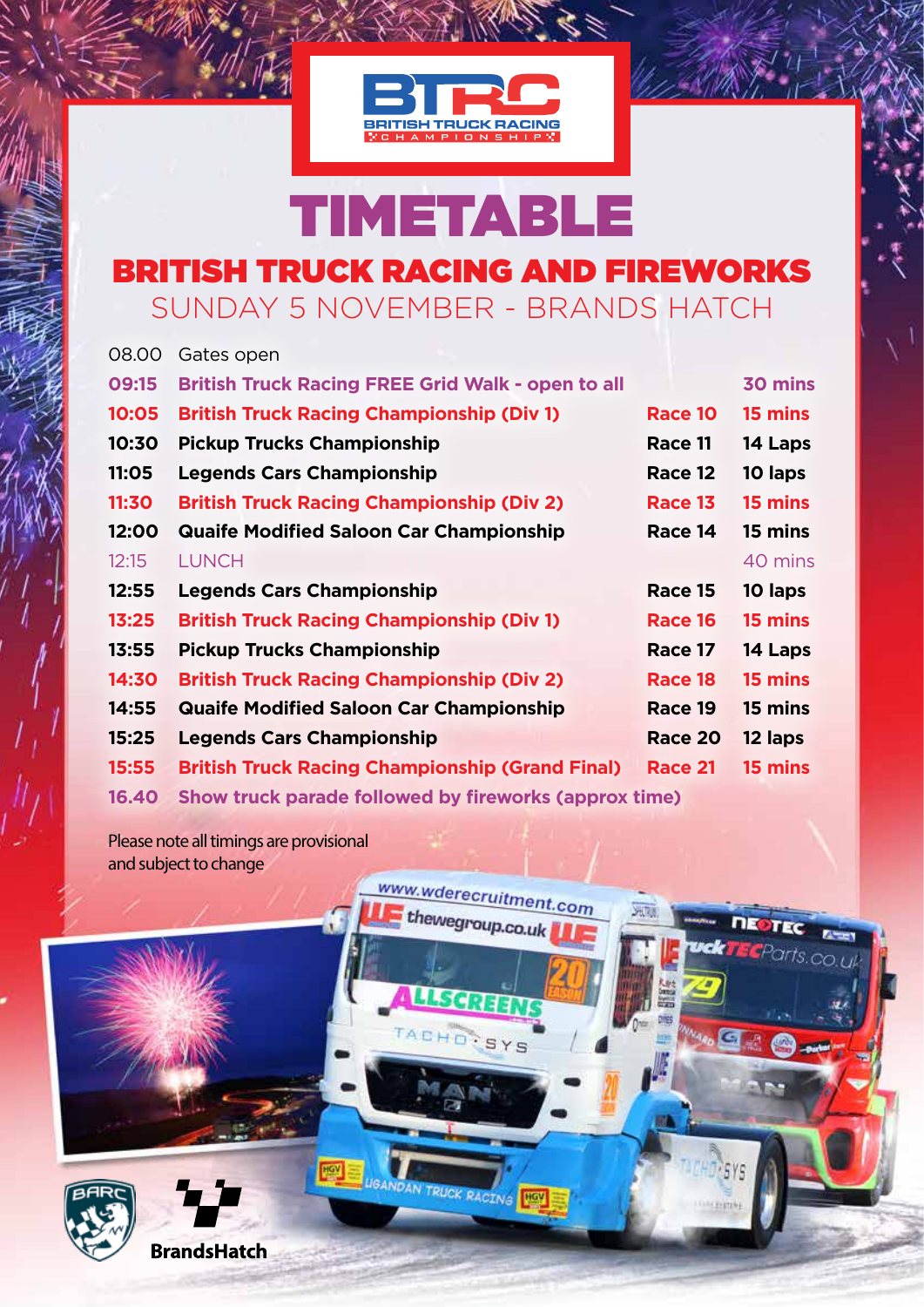# TIMETABLE

## BRITISH TRUCK RACING AND FIREWORKS

### SUNDAY 5 NOVEMBER - BRANDS HATCH

| | | | |
|---|---|---|---|
| 08.00 | Gates open | | |
| **09:15** | **British Truck Racing FREE Grid Walk - open to all** | | **30 mins** |
| **10:05** | **British Truck Racing Championship (Div 1)** | **Race 10** | **15 mins** |
| **10:30** | **Pickup Trucks Championship** | **Race 11** | **14 Laps** |
| **11:05** | **Legends Cars Championship** | **Race 12** | **10 laps** |
| **11:30** | **British Truck Racing Championship (Div 2)** | **Race 13** | **15 mins** |
| **12:00** | **Quaife Modified Saloon Car Championship** | **Race 14** | **15 mins** |
| 12:15 | LUNCH | | 40 mins |
| **12:55** | **Legends Cars Championship** | **Race 15** | **10 laps** |
| **13:25** | **British Truck Racing Championship (Div 1)** | **Race 16** | **15 mins** |
| **13:55** | **Pickup Trucks Championship** | **Race 17** | **14 Laps** |
| **14:30** | **British Truck Racing Championship (Div 2)** | **Race 18** | **15 mins** |
| **14:55** | **Quaife Modified Saloon Car Championship** | **Race 19** | **15 mins** |
| **15:25** | **Legends Cars Championship** | **Race 20** | **12 laps** |
| **15:55** | **British Truck Racing Championship (Grand Final)** | **Race 21** | **15 mins** |
| **16.40** | **Show truck parade followed by fireworks (approx time)** | | |

Please note all timings are provisional and subject to change